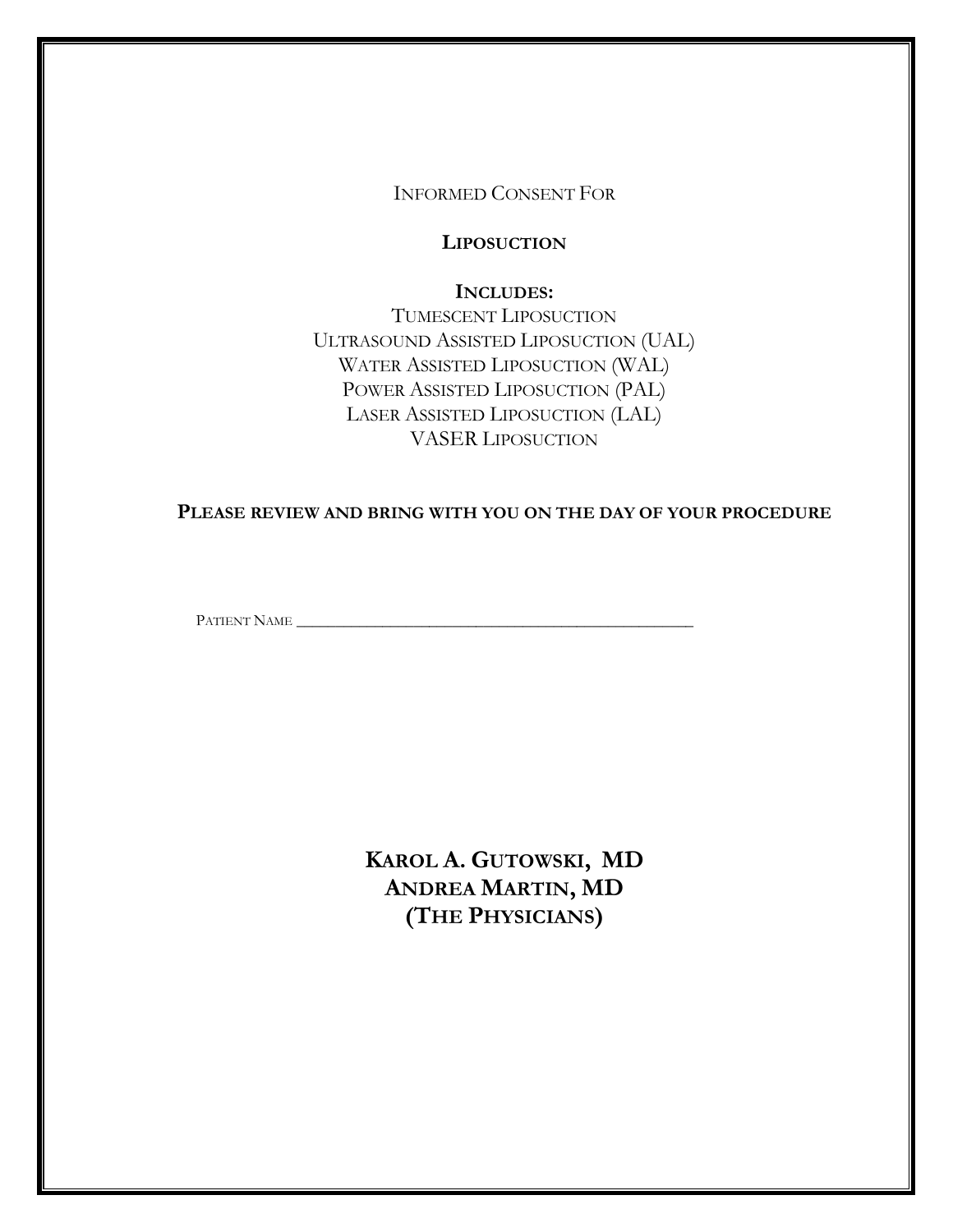INFORMED CONSENT FOR

# LIPOSUCTION

**INCLUDES:**

TUMESCENT LIPOSUCTION
ULTRASOUND ASSISTED LIPOSUCTION (UAL)
WATER ASSISTED LIPOSUCTION (WAL)
POWER ASSISTED LIPOSUCTION (PAL)
LASER ASSISTED LIPOSUCTION (LAL)
VASER LIPOSUCTION

**PLEASE REVIEW AND BRING WITH YOU ON THE DAY OF YOUR PROCEDURE**

PATIENT NAME ___________________________________________________

**KAROL A. GUTOWSKI, MD**
**ANDREA MARTIN, MD**
**(THE PHYSICIANS)**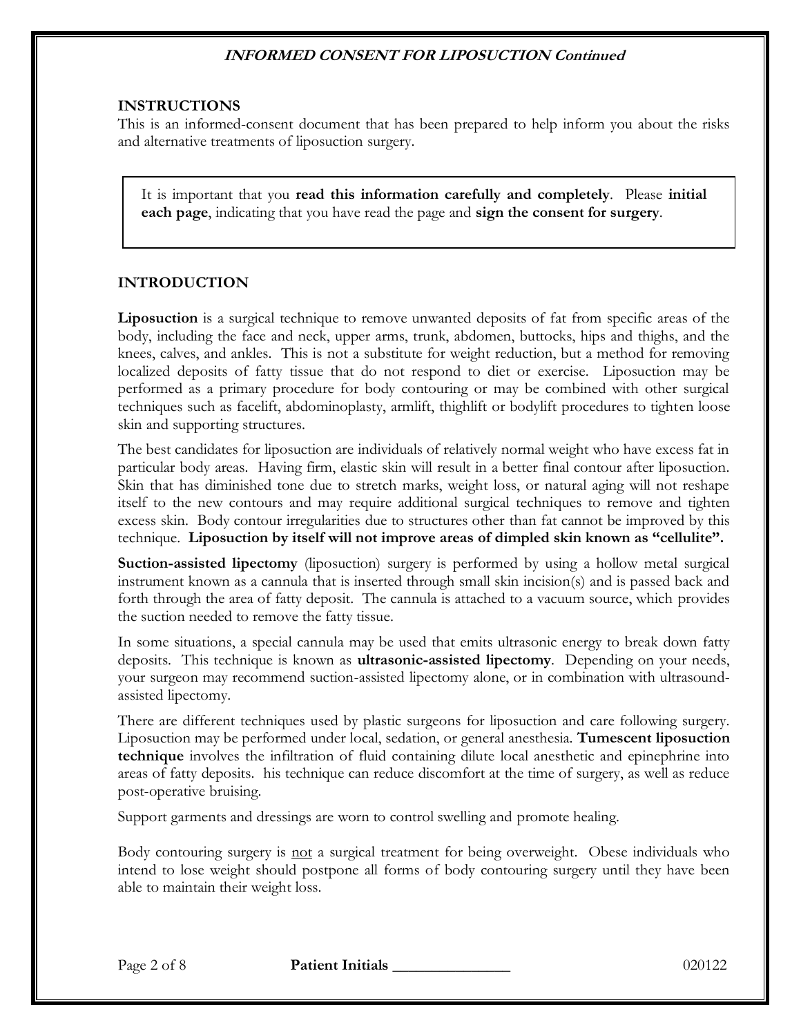## INSTRUCTIONS

This is an informed-consent document that has been prepared to help inform you about the risks and alternative treatments of liposuction surgery.

It is important that you **read this information carefully and completely**. Please **initial each page**, indicating that you have read the page and **sign the consent for surgery**.

## INTRODUCTION

**Liposuction** is a surgical technique to remove unwanted deposits of fat from specific areas of the body, including the face and neck, upper arms, trunk, abdomen, buttocks, hips and thighs, and the knees, calves, and ankles. This is not a substitute for weight reduction, but a method for removing localized deposits of fatty tissue that do not respond to diet or exercise. Liposuction may be performed as a primary procedure for body contouring or may be combined with other surgical techniques such as facelift, abdominoplasty, armlift, thighlift or bodylift procedures to tighten loose skin and supporting structures.

The best candidates for liposuction are individuals of relatively normal weight who have excess fat in particular body areas. Having firm, elastic skin will result in a better final contour after liposuction. Skin that has diminished tone due to stretch marks, weight loss, or natural aging will not reshape itself to the new contours and may require additional surgical techniques to remove and tighten excess skin. Body contour irregularities due to structures other than fat cannot be improved by this technique. **Liposuction by itself will not improve areas of dimpled skin known as "cellulite".**

**Suction-assisted lipectomy** (liposuction) surgery is performed by using a hollow metal surgical instrument known as a cannula that is inserted through small skin incision(s) and is passed back and forth through the area of fatty deposit. The cannula is attached to a vacuum source, which provides the suction needed to remove the fatty tissue.

In some situations, a special cannula may be used that emits ultrasonic energy to break down fatty deposits. This technique is known as **ultrasonic-assisted lipectomy**. Depending on your needs, your surgeon may recommend suction-assisted lipectomy alone, or in combination with ultrasound-assisted lipectomy.

There are different techniques used by plastic surgeons for liposuction and care following surgery. Liposuction may be performed under local, sedation, or general anesthesia. **Tumescent liposuction technique** involves the infiltration of fluid containing dilute local anesthetic and epinephrine into areas of fatty deposits. his technique can reduce discomfort at the time of surgery, as well as reduce post-operative bruising.

Support garments and dressings are worn to control swelling and promote healing.

Body contouring surgery is <u>not</u> a surgical treatment for being overweight. Obese individuals who intend to lose weight should postpone all forms of body contouring surgery until they have been able to maintain their weight loss.

**Patient Initials** _______________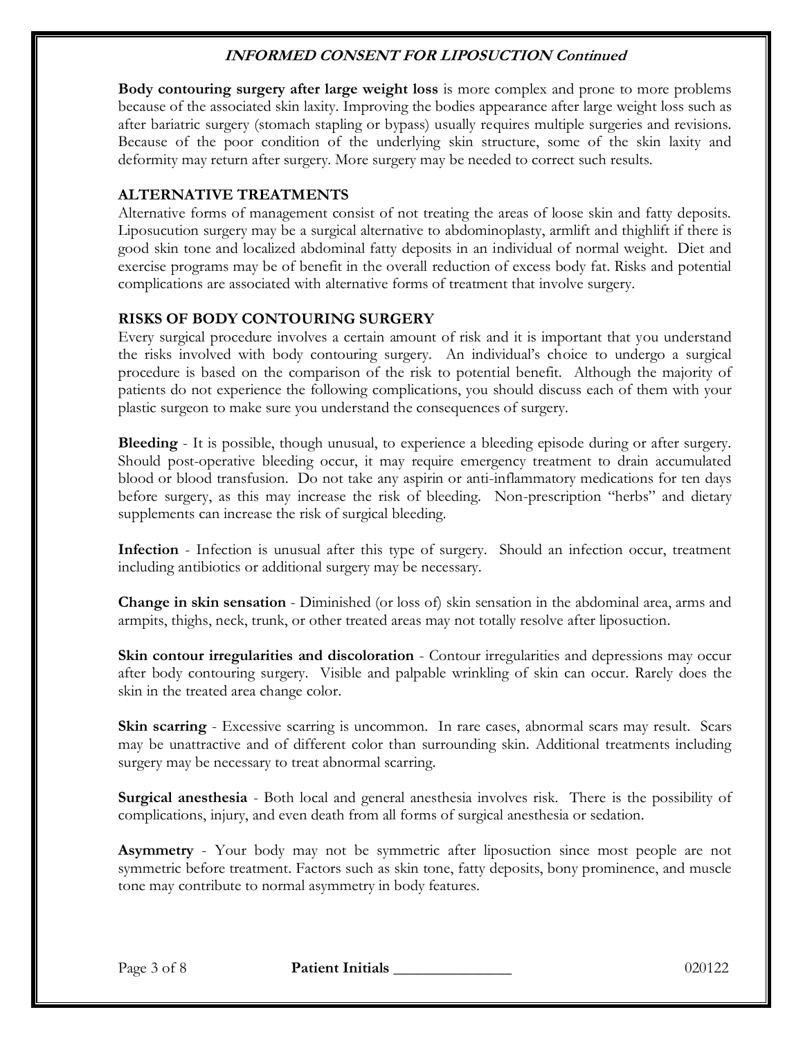**Body contouring surgery after large weight loss** is more complex and prone to more problems because of the associated skin laxity. Improving the bodies appearance after large weight loss such as after bariatric surgery (stomach stapling or bypass) usually requires multiple surgeries and revisions. Because of the poor condition of the underlying skin structure, some of the skin laxity and deformity may return after surgery. More surgery may be needed to correct such results.

## ALTERNATIVE TREATMENTS

Alternative forms of management consist of not treating the areas of loose skin and fatty deposits. Liposucution surgery may be a surgical alternative to abdominoplasty, armlift and thighlift if there is good skin tone and localized abdominal fatty deposits in an individual of normal weight. Diet and exercise programs may be of benefit in the overall reduction of excess body fat. Risks and potential complications are associated with alternative forms of treatment that involve surgery.

## RISKS OF BODY CONTOURING SURGERY

Every surgical procedure involves a certain amount of risk and it is important that you understand the risks involved with body contouring surgery. An individual's choice to undergo a surgical procedure is based on the comparison of the risk to potential benefit. Although the majority of patients do not experience the following complications, you should discuss each of them with your plastic surgeon to make sure you understand the consequences of surgery.

**Bleeding** - It is possible, though unusual, to experience a bleeding episode during or after surgery. Should post-operative bleeding occur, it may require emergency treatment to drain accumulated blood or blood transfusion. Do not take any aspirin or anti-inflammatory medications for ten days before surgery, as this may increase the risk of bleeding. Non-prescription "herbs" and dietary supplements can increase the risk of surgical bleeding.

**Infection** - Infection is unusual after this type of surgery. Should an infection occur, treatment including antibiotics or additional surgery may be necessary.

**Change in skin sensation** - Diminished (or loss of) skin sensation in the abdominal area, arms and armpits, thighs, neck, trunk, or other treated areas may not totally resolve after liposuction.

**Skin contour irregularities and discoloration** - Contour irregularities and depressions may occur after body contouring surgery. Visible and palpable wrinkling of skin can occur. Rarely does the skin in the treated area change color.

**Skin scarring** - Excessive scarring is uncommon. In rare cases, abnormal scars may result. Scars may be unattractive and of different color than surrounding skin. Additional treatments including surgery may be necessary to treat abnormal scarring.

**Surgical anesthesia** - Both local and general anesthesia involves risk. There is the possibility of complications, injury, and even death from all forms of surgical anesthesia or sedation.

**Asymmetry** - Your body may not be symmetric after liposuction since most people are not symmetric before treatment. Factors such as skin tone, fatty deposits, bony prominence, and muscle tone may contribute to normal asymmetry in body features.

**Patient Initials** _______________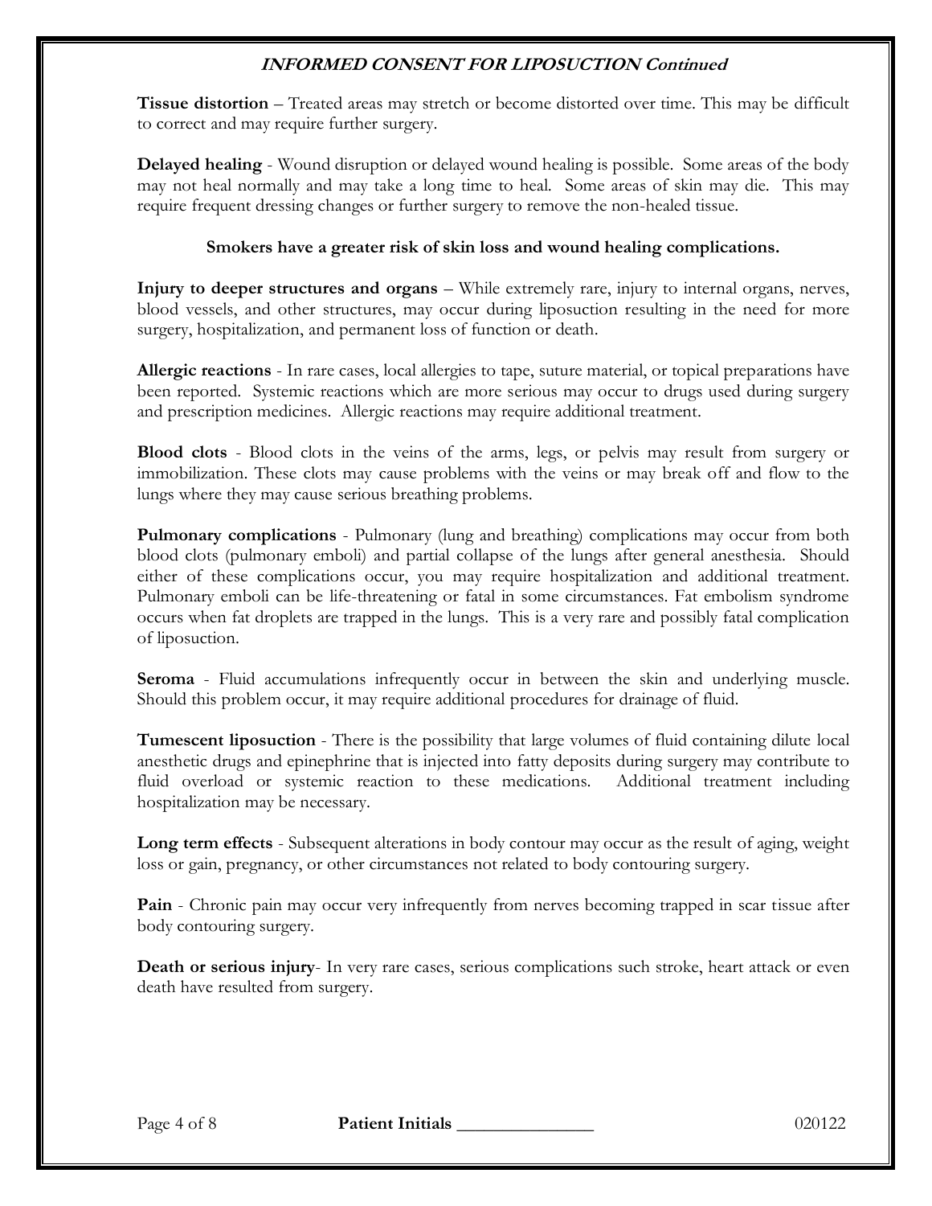**Tissue distortion** – Treated areas may stretch or become distorted over time. This may be difficult to correct and may require further surgery.

**Delayed healing** - Wound disruption or delayed wound healing is possible. Some areas of the body may not heal normally and may take a long time to heal. Some areas of skin may die. This may require frequent dressing changes or further surgery to remove the non-healed tissue.

**Smokers have a greater risk of skin loss and wound healing complications.**

**Injury to deeper structures and organs** – While extremely rare, injury to internal organs, nerves, blood vessels, and other structures, may occur during liposuction resulting in the need for more surgery, hospitalization, and permanent loss of function or death.

**Allergic reactions** - In rare cases, local allergies to tape, suture material, or topical preparations have been reported. Systemic reactions which are more serious may occur to drugs used during surgery and prescription medicines. Allergic reactions may require additional treatment.

**Blood clots** - Blood clots in the veins of the arms, legs, or pelvis may result from surgery or immobilization. These clots may cause problems with the veins or may break off and flow to the lungs where they may cause serious breathing problems.

**Pulmonary complications** - Pulmonary (lung and breathing) complications may occur from both blood clots (pulmonary emboli) and partial collapse of the lungs after general anesthesia. Should either of these complications occur, you may require hospitalization and additional treatment. Pulmonary emboli can be life-threatening or fatal in some circumstances. Fat embolism syndrome occurs when fat droplets are trapped in the lungs. This is a very rare and possibly fatal complication of liposuction.

**Seroma** - Fluid accumulations infrequently occur in between the skin and underlying muscle. Should this problem occur, it may require additional procedures for drainage of fluid.

**Tumescent liposuction** - There is the possibility that large volumes of fluid containing dilute local anesthetic drugs and epinephrine that is injected into fatty deposits during surgery may contribute to fluid overload or systemic reaction to these medications. Additional treatment including hospitalization may be necessary.

**Long term effects** - Subsequent alterations in body contour may occur as the result of aging, weight loss or gain, pregnancy, or other circumstances not related to body contouring surgery.

**Pain** - Chronic pain may occur very infrequently from nerves becoming trapped in scar tissue after body contouring surgery.

**Death or serious injury**- In very rare cases, serious complications such stroke, heart attack or even death have resulted from surgery.

**Patient Initials** _______________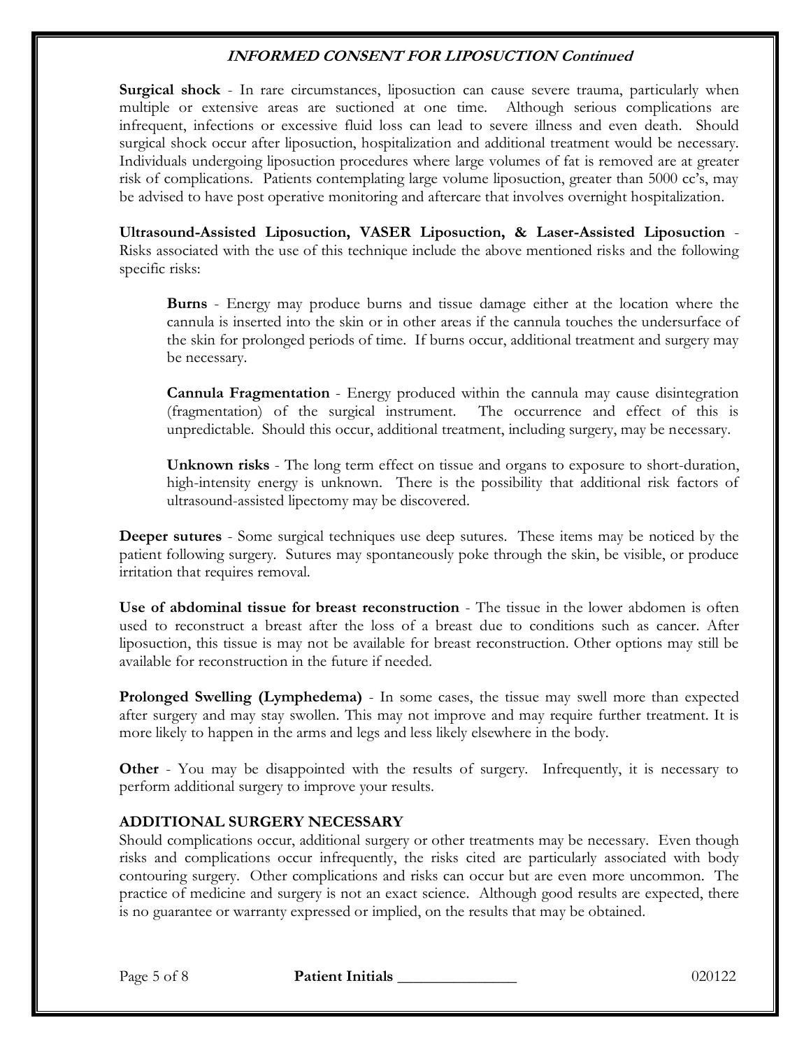**Surgical shock** - In rare circumstances, liposuction can cause severe trauma, particularly when multiple or extensive areas are suctioned at one time. Although serious complications are infrequent, infections or excessive fluid loss can lead to severe illness and even death. Should surgical shock occur after liposuction, hospitalization and additional treatment would be necessary. Individuals undergoing liposuction procedures where large volumes of fat is removed are at greater risk of complications. Patients contemplating large volume liposuction, greater than 5000 cc's, may be advised to have post operative monitoring and aftercare that involves overnight hospitalization.

**Ultrasound-Assisted Liposuction, VASER Liposuction, & Laser-Assisted Liposuction** - Risks associated with the use of this technique include the above mentioned risks and the following specific risks:

> **Burns** - Energy may produce burns and tissue damage either at the location where the cannula is inserted into the skin or in other areas if the cannula touches the undersurface of the skin for prolonged periods of time. If burns occur, additional treatment and surgery may be necessary.
>
> **Cannula Fragmentation** - Energy produced within the cannula may cause disintegration (fragmentation) of the surgical instrument. The occurrence and effect of this is unpredictable. Should this occur, additional treatment, including surgery, may be necessary.
>
> **Unknown risks** - The long term effect on tissue and organs to exposure to short-duration, high-intensity energy is unknown. There is the possibility that additional risk factors of ultrasound-assisted lipectomy may be discovered.

**Deeper sutures** - Some surgical techniques use deep sutures. These items may be noticed by the patient following surgery. Sutures may spontaneously poke through the skin, be visible, or produce irritation that requires removal.

**Use of abdominal tissue for breast reconstruction** - The tissue in the lower abdomen is often used to reconstruct a breast after the loss of a breast due to conditions such as cancer. After liposuction, this tissue is may not be available for breast reconstruction. Other options may still be available for reconstruction in the future if needed.

**Prolonged Swelling (Lymphedema)** - In some cases, the tissue may swell more than expected after surgery and may stay swollen. This may not improve and may require further treatment. It is more likely to happen in the arms and legs and less likely elsewhere in the body.

**Other** - You may be disappointed with the results of surgery. Infrequently, it is necessary to perform additional surgery to improve your results.

**ADDITIONAL SURGERY NECESSARY**

Should complications occur, additional surgery or other treatments may be necessary. Even though risks and complications occur infrequently, the risks cited are particularly associated with body contouring surgery. Other complications and risks can occur but are even more uncommon. The practice of medicine and surgery is not an exact science. Although good results are expected, there is no guarantee or warranty expressed or implied, on the results that may be obtained.

**Patient Initials** _______________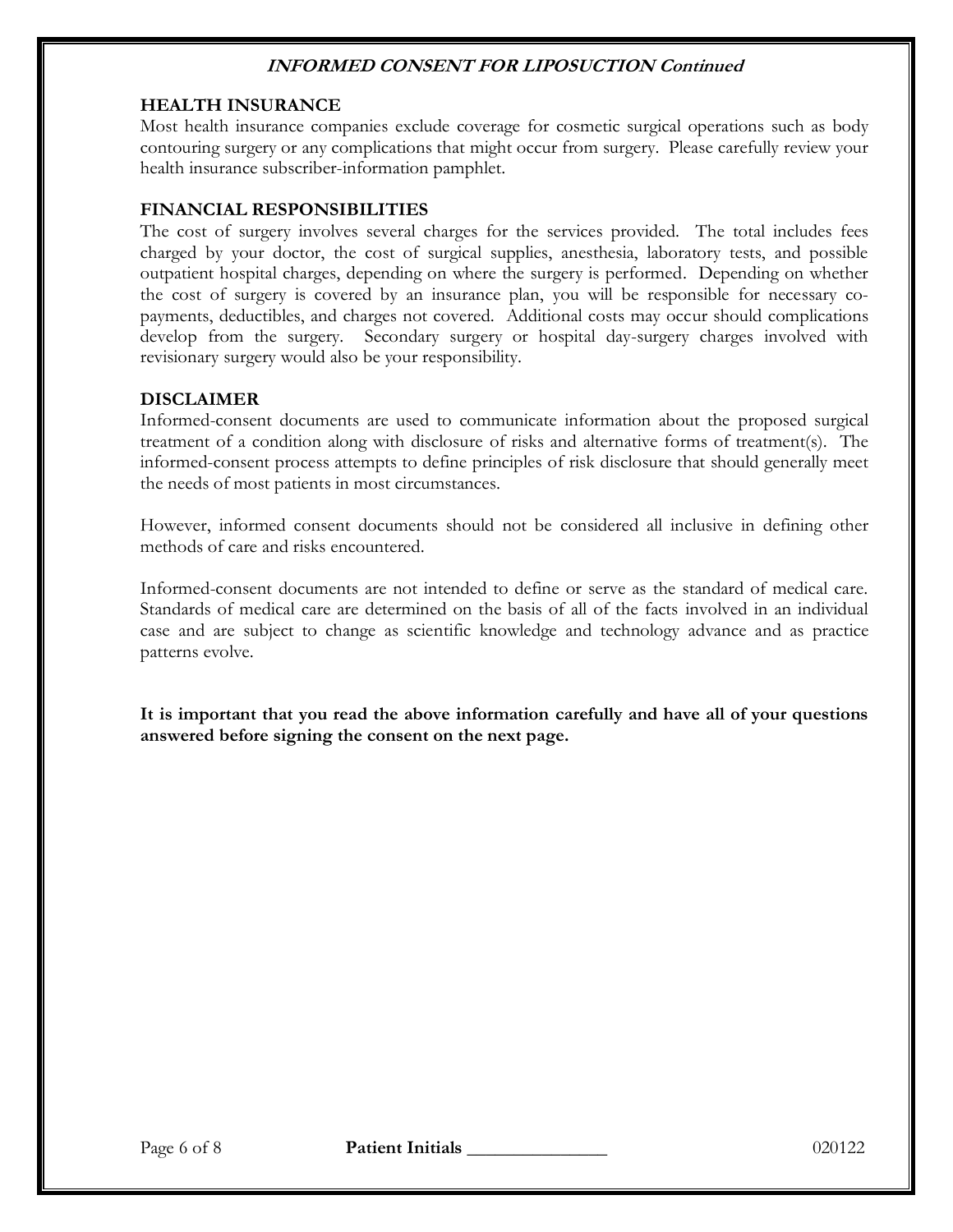## HEALTH INSURANCE

Most health insurance companies exclude coverage for cosmetic surgical operations such as body contouring surgery or any complications that might occur from surgery. Please carefully review your health insurance subscriber-information pamphlet.

## FINANCIAL RESPONSIBILITIES

The cost of surgery involves several charges for the services provided. The total includes fees charged by your doctor, the cost of surgical supplies, anesthesia, laboratory tests, and possible outpatient hospital charges, depending on where the surgery is performed. Depending on whether the cost of surgery is covered by an insurance plan, you will be responsible for necessary co-payments, deductibles, and charges not covered. Additional costs may occur should complications develop from the surgery. Secondary surgery or hospital day-surgery charges involved with revisionary surgery would also be your responsibility.

## DISCLAIMER

Informed-consent documents are used to communicate information about the proposed surgical treatment of a condition along with disclosure of risks and alternative forms of treatment(s). The informed-consent process attempts to define principles of risk disclosure that should generally meet the needs of most patients in most circumstances.

However, informed consent documents should not be considered all inclusive in defining other methods of care and risks encountered.

Informed-consent documents are not intended to define or serve as the standard of medical care. Standards of medical care are determined on the basis of all of the facts involved in an individual case and are subject to change as scientific knowledge and technology advance and as practice patterns evolve.

**It is important that you read the above information carefully and have all of your questions answered before signing the consent on the next page.**

**Patient Initials** _______________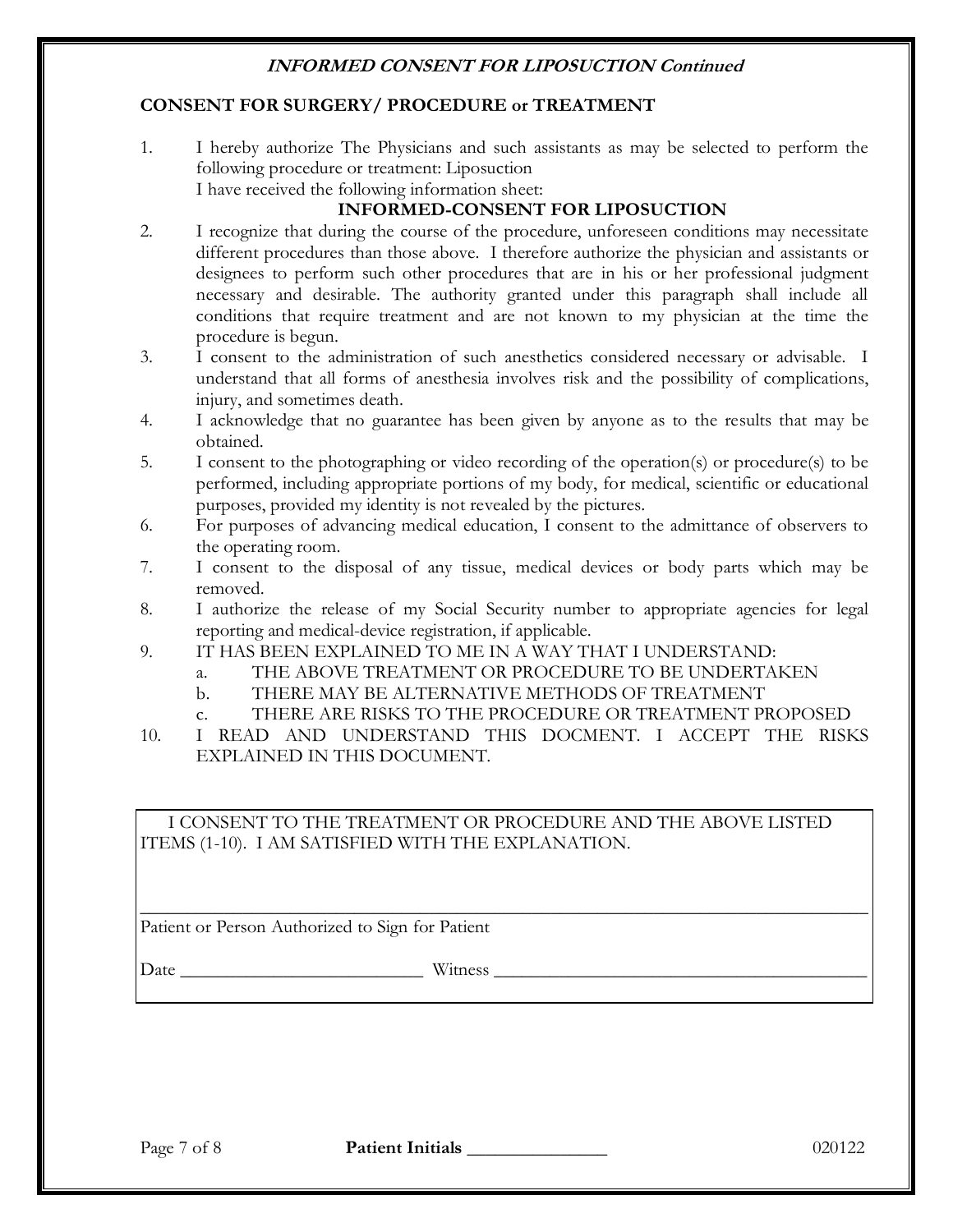**_INFORMED CONSENT FOR LIPOSUCTION Continued_**

## CONSENT FOR SURGERY/ PROCEDURE or TREATMENT

1. I hereby authorize The Physicians and such assistants as may be selected to perform the following procedure or treatment: Liposuction
   I have received the following information sheet:
   **INFORMED-CONSENT FOR LIPOSUCTION**
2. I recognize that during the course of the procedure, unforeseen conditions may necessitate different procedures than those above. I therefore authorize the physician and assistants or designees to perform such other procedures that are in his or her professional judgment necessary and desirable. The authority granted under this paragraph shall include all conditions that require treatment and are not known to my physician at the time the procedure is begun.
3. I consent to the administration of such anesthetics considered necessary or advisable. I understand that all forms of anesthesia involves risk and the possibility of complications, injury, and sometimes death.
4. I acknowledge that no guarantee has been given by anyone as to the results that may be obtained.
5. I consent to the photographing or video recording of the operation(s) or procedure(s) to be performed, including appropriate portions of my body, for medical, scientific or educational purposes, provided my identity is not revealed by the pictures.
6. For purposes of advancing medical education, I consent to the admittance of observers to the operating room.
7. I consent to the disposal of any tissue, medical devices or body parts which may be removed.
8. I authorize the release of my Social Security number to appropriate agencies for legal reporting and medical-device registration, if applicable.
9. IT HAS BEEN EXPLAINED TO ME IN A WAY THAT I UNDERSTAND:
   a. THE ABOVE TREATMENT OR PROCEDURE TO BE UNDERTAKEN
   b. THERE MAY BE ALTERNATIVE METHODS OF TREATMENT
   c. THERE ARE RISKS TO THE PROCEDURE OR TREATMENT PROPOSED
10. I READ AND UNDERSTAND THIS DOCMENT. I ACCEPT THE RISKS EXPLAINED IN THIS DOCUMENT.

I CONSENT TO THE TREATMENT OR PROCEDURE AND THE ABOVE LISTED ITEMS (1-10). I AM SATISFIED WITH THE EXPLANATION.

\_\_\_\_\_\_\_\_\_\_\_\_\_\_\_\_\_\_\_\_\_\_\_\_\_\_\_\_\_\_\_\_\_\_\_\_\_\_\_\_\_\_\_\_\_\_\_\_\_\_\_\_\_\_\_\_\_\_\_\_

Patient or Person Authorized to Sign for Patient

Date \_\_\_\_\_\_\_\_\_\_\_\_\_\_\_\_\_\_\_\_\_\_\_\_\_\_ Witness \_\_\_\_\_\_\_\_\_\_\_\_\_\_\_\_\_\_\_\_\_\_\_\_\_\_\_\_\_\_\_\_\_\_\_\_\_\_\_\_

**Patient Initials** \_\_\_\_\_\_\_\_\_\_\_\_\_\_\_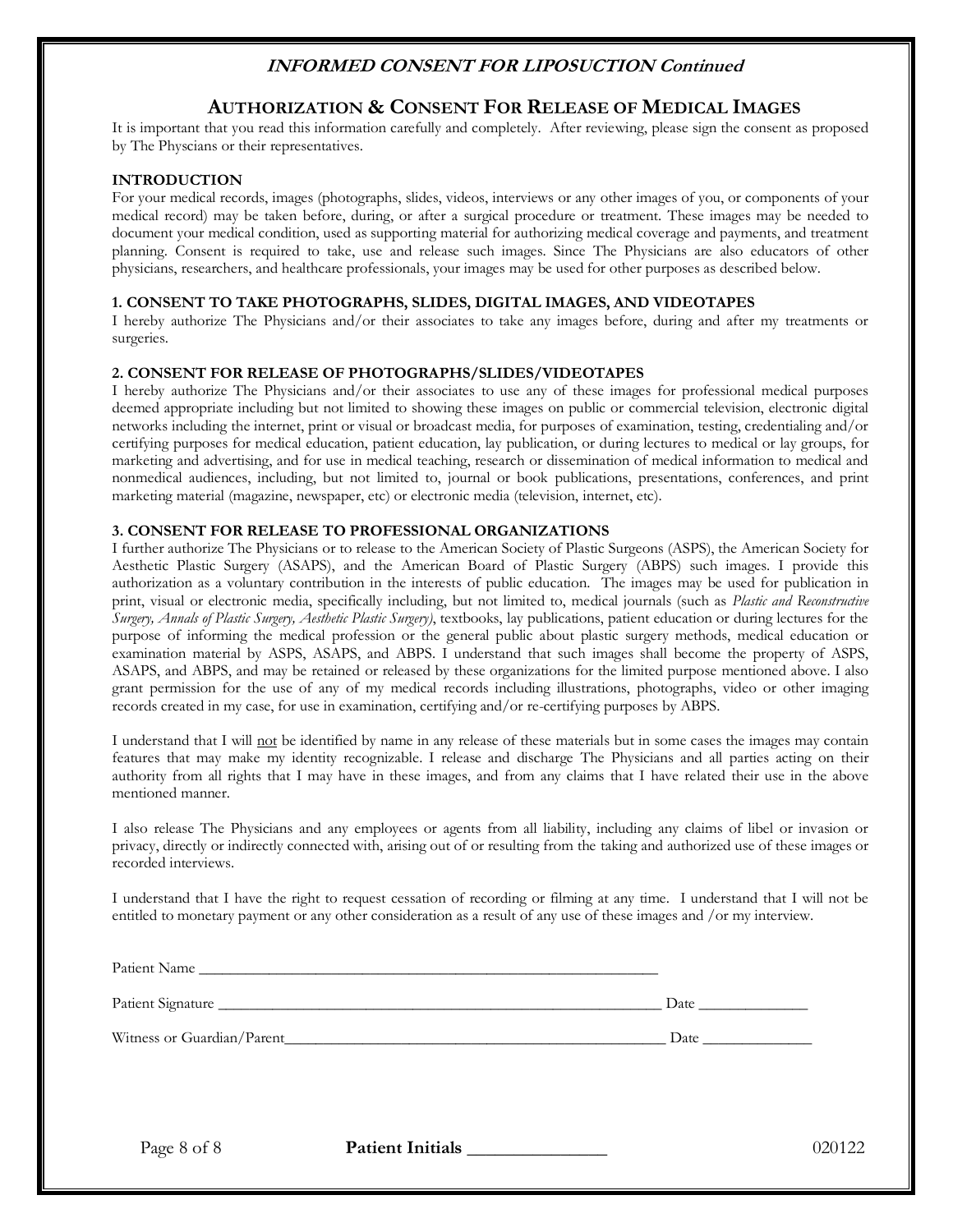# *INFORMED CONSENT FOR LIPOSUCTION Continued*

## AUTHORIZATION & CONSENT FOR RELEASE OF MEDICAL IMAGES

It is important that you read this information carefully and completely. After reviewing, please sign the consent as proposed by The Physcians or their representatives.

**INTRODUCTION**

For your medical records, images (photographs, slides, videos, interviews or any other images of you, or components of your medical record) may be taken before, during, or after a surgical procedure or treatment. These images may be needed to document your medical condition, used as supporting material for authorizing medical coverage and payments, and treatment planning. Consent is required to take, use and release such images. Since The Physicians are also educators of other physicians, researchers, and healthcare professionals, your images may be used for other purposes as described below.

**1. CONSENT TO TAKE PHOTOGRAPHS, SLIDES, DIGITAL IMAGES, AND VIDEOTAPES**

I hereby authorize The Physicians and/or their associates to take any images before, during and after my treatments or surgeries.

**2. CONSENT FOR RELEASE OF PHOTOGRAPHS/SLIDES/VIDEOTAPES**

I hereby authorize The Physicians and/or their associates to use any of these images for professional medical purposes deemed appropriate including but not limited to showing these images on public or commercial television, electronic digital networks including the internet, print or visual or broadcast media, for purposes of examination, testing, credentialing and/or certifying purposes for medical education, patient education, lay publication, or during lectures to medical or lay groups, for marketing and advertising, and for use in medical teaching, research or dissemination of medical information to medical and nonmedical audiences, including, but not limited to, journal or book publications, presentations, conferences, and print marketing material (magazine, newspaper, etc) or electronic media (television, internet, etc).

**3. CONSENT FOR RELEASE TO PROFESSIONAL ORGANIZATIONS**

I further authorize The Physicians or to release to the American Society of Plastic Surgeons (ASPS), the American Society for Aesthetic Plastic Surgery (ASAPS), and the American Board of Plastic Surgery (ABPS) such images. I provide this authorization as a voluntary contribution in the interests of public education. The images may be used for publication in print, visual or electronic media, specifically including, but not limited to, medical journals (such as *Plastic and Reconstructive Surgery, Annals of Plastic Surgery, Aesthetic Plastic Surgery)*, textbooks, lay publications, patient education or during lectures for the purpose of informing the medical profession or the general public about plastic surgery methods, medical education or examination material by ASPS, ASAPS, and ABPS. I understand that such images shall become the property of ASPS, ASAPS, and ABPS, and may be retained or released by these organizations for the limited purpose mentioned above. I also grant permission for the use of any of my medical records including illustrations, photographs, video or other imaging records created in my case, for use in examination, certifying and/or re-certifying purposes by ABPS.

I understand that I will <u>not</u> be identified by name in any release of these materials but in some cases the images may contain features that may make my identity recognizable. I release and discharge The Physicians and all parties acting on their authority from all rights that I may have in these images, and from any claims that I have related their use in the above mentioned manner.

I also release The Physicians and any employees or agents from all liability, including any claims of libel or invasion or privacy, directly or indirectly connected with, arising out of or resulting from the taking and authorized use of these images or recorded interviews.

I understand that I have the right to request cessation of recording or filming at any time. I understand that I will not be entitled to monetary payment or any other consideration as a result of any use of these images and /or my interview.

Patient Name ____________________________________________________________

Patient Signature __________________________________________________________ Date _____________

Witness or Guardian/Parent__________________________________________________ Date _____________

**Patient Initials _______________**

020122